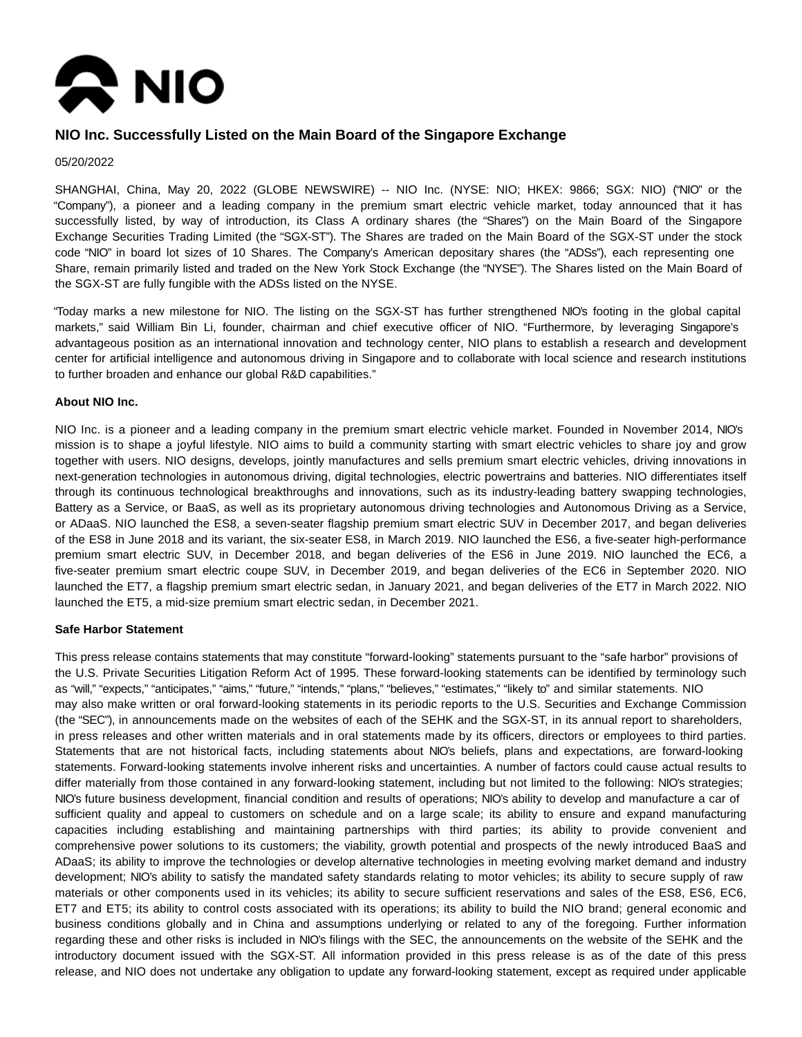# NIO Inc. Successfully Listed on the Main Board of the Singapore Exchange

05/20/2022

SHANGHAI, China, May 20, 2022 (GLOBE NEWSWIRE) -- NIO Inc. (NYSE: NIO; HKEX: 9866; SGX: NIO) ("NIO" or the "Company"), a pioneer and a leading company in the premium smart electric vehicle market, today announced that it has successfully listed, by way of introduction, its Class A ordinary shares (the "Shares") on the Main Board of the Singapore Exchange Securities Trading Limited (the "SGX-ST"). The Shares are traded on the Main Board of the SGX-ST under the stock code "NIO" in board lot sizes of 10 Shares. The Company's American depositary shares (the "ADSs"), each representing one Share, remain primarily listed and traded on the New York Stock Exchange (the "NYSE"). The Shares listed on the Main Board of the SGX-ST are fully fungible with the ADSs listed on the NYSE.

"Today marks a new milestone for NIO. The listing on the SGX-ST has further strengthened NIO's footing in the global capital markets," said William Bin Li, founder, chairman and chief executive officer of NIO. "Furthermore, by leveraging Singapore's advantageous position as an international innovation and technology center, NIO plans to establish a research and development center for artificial intelligence and autonomous driving in Singapore and to collaborate with local science and research institutions to further broaden and enhance our global R&D capabilities."

**About NIO Inc.**

NIO Inc. is a pioneer and a leading company in the premium smart electric vehicle market. Founded in November 2014, NIO's mission is to shape a joyful lifestyle. NIO aims to build a community starting with smart electric vehicles to share joy and grow together with users. NIO designs, develops, jointly manufactures and sells premium smart electric vehicles, driving innovations in next-generation technologies in autonomous driving, digital technologies, electric powertrains and batteries. NIO differentiates itself through its continuous technological breakthroughs and innovations, such as its industry-leading battery swapping technologies, Battery as a Service, or BaaS, as well as its proprietary autonomous driving technologies and Autonomous Driving as a Service, or ADaaS. NIO launched the ES8, a seven-seater flagship premium smart electric SUV in December 2017, and began deliveries of the ES8 in June 2018 and its variant, the six-seater ES8, in March 2019. NIO launched the ES6, a five-seater high-performance premium smart electric SUV, in December 2018, and began deliveries of the ES6 in June 2019. NIO launched the EC6, a five-seater premium smart electric coupe SUV, in December 2019, and began deliveries of the EC6 in September 2020. NIO launched the ET7, a flagship premium smart electric sedan, in January 2021, and began deliveries of the ET7 in March 2022. NIO launched the ET5, a mid-size premium smart electric sedan, in December 2021.

**Safe Harbor Statement**

This press release contains statements that may constitute "forward-looking" statements pursuant to the "safe harbor" provisions of the U.S. Private Securities Litigation Reform Act of 1995. These forward-looking statements can be identified by terminology such as "will," "expects," "anticipates," "aims," "future," "intends," "plans," "believes," "estimates," "likely to" and similar statements. NIO may also make written or oral forward-looking statements in its periodic reports to the U.S. Securities and Exchange Commission (the "SEC"), in announcements made on the websites of each of the SEHK and the SGX-ST, in its annual report to shareholders, in press releases and other written materials and in oral statements made by its officers, directors or employees to third parties. Statements that are not historical facts, including statements about NIO's beliefs, plans and expectations, are forward-looking statements. Forward-looking statements involve inherent risks and uncertainties. A number of factors could cause actual results to differ materially from those contained in any forward-looking statement, including but not limited to the following: NIO's strategies; NIO's future business development, financial condition and results of operations; NIO's ability to develop and manufacture a car of sufficient quality and appeal to customers on schedule and on a large scale; its ability to ensure and expand manufacturing capacities including establishing and maintaining partnerships with third parties; its ability to provide convenient and comprehensive power solutions to its customers; the viability, growth potential and prospects of the newly introduced BaaS and ADaaS; its ability to improve the technologies or develop alternative technologies in meeting evolving market demand and industry development; NIO's ability to satisfy the mandated safety standards relating to motor vehicles; its ability to secure supply of raw materials or other components used in its vehicles; its ability to secure sufficient reservations and sales of the ES8, ES6, EC6, ET7 and ET5; its ability to control costs associated with its operations; its ability to build the NIO brand; general economic and business conditions globally and in China and assumptions underlying or related to any of the foregoing. Further information regarding these and other risks is included in NIO's filings with the SEC, the announcements on the website of the SEHK and the introductory document issued with the SGX-ST. All information provided in this press release is as of the date of this press release, and NIO does not undertake any obligation to update any forward-looking statement, except as required under applicable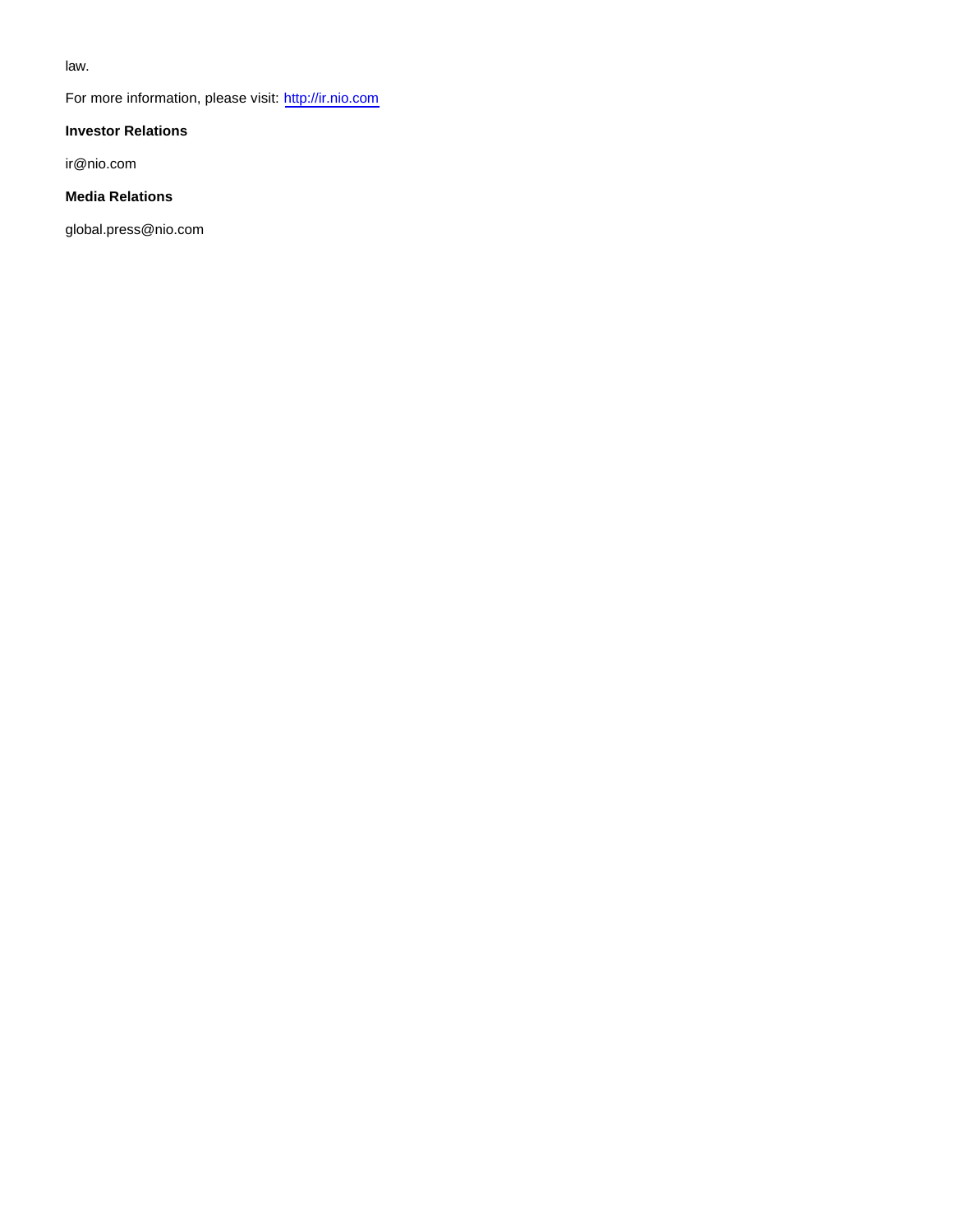law.

For more information, please visit: http://ir.nio.com

**Investor Relations**

ir@nio.com

**Media Relations**

global.press@nio.com